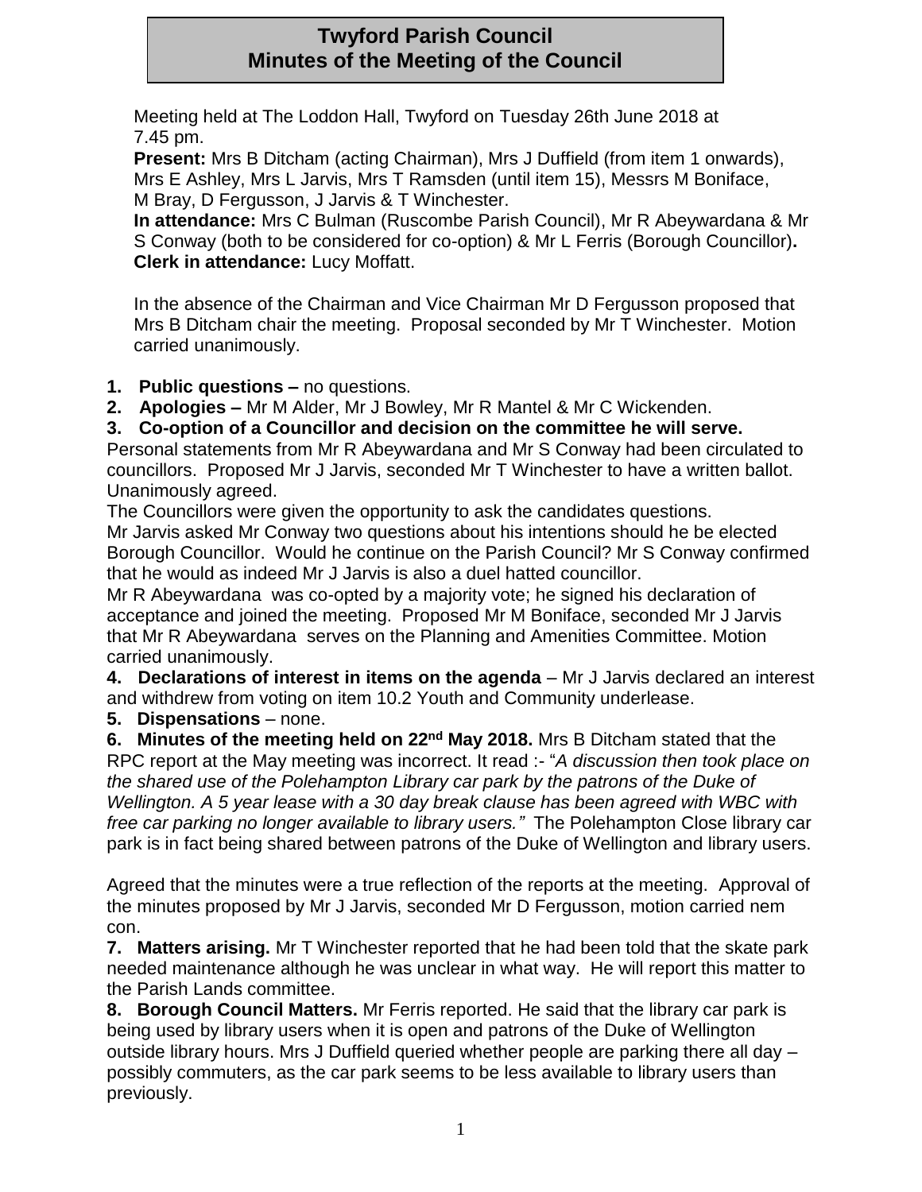# Twyford Parish Council
# Minutes of the Meeting of the Council

Meeting held at The Loddon Hall, Twyford on Tuesday 26th June 2018 at 7.45 pm.

**Present:** Mrs B Ditcham (acting Chairman), Mrs J Duffield (from item 1 onwards), Mrs E Ashley, Mrs L Jarvis, Mrs T Ramsden (until item 15), Messrs M Boniface, M Bray, D Fergusson, J Jarvis & T Winchester.

**In attendance:** Mrs C Bulman (Ruscombe Parish Council), Mr R Abeywardana & Mr S Conway (both to be considered for co-option) & Mr L Ferris (Borough Councillor)**.**

**Clerk in attendance:** Lucy Moffatt.

In the absence of the Chairman and Vice Chairman Mr D Fergusson proposed that Mrs B Ditcham chair the meeting. Proposal seconded by Mr T Winchester. Motion carried unanimously.

1. **Public questions –** no questions.
2. **Apologies –** Mr M Alder, Mr J Bowley, Mr R Mantel & Mr C Wickenden.
3. **Co-option of a Councillor and decision on the committee he will serve.**

Personal statements from Mr R Abeywardana and Mr S Conway had been circulated to councillors. Proposed Mr J Jarvis, seconded Mr T Winchester to have a written ballot. Unanimously agreed.

The Councillors were given the opportunity to ask the candidates questions.

Mr Jarvis asked Mr Conway two questions about his intentions should he be elected Borough Councillor. Would he continue on the Parish Council? Mr S Conway confirmed that he would as indeed Mr J Jarvis is also a duel hatted councillor.

Mr R Abeywardana was co-opted by a majority vote; he signed his declaration of acceptance and joined the meeting. Proposed Mr M Boniface, seconded Mr J Jarvis that Mr R Abeywardana serves on the Planning and Amenities Committee. Motion carried unanimously.

**4. Declarations of interest in items on the agenda** – Mr J Jarvis declared an interest and withdrew from voting on item 10.2 Youth and Community underlease.

**5. Dispensations** – none.

**6. Minutes of the meeting held on 22nd May 2018.** Mrs B Ditcham stated that the RPC report at the May meeting was incorrect. It read :- "*A discussion then took place on the shared use of the Polehampton Library car park by the patrons of the Duke of Wellington. A 5 year lease with a 30 day break clause has been agreed with WBC with free car parking no longer available to library users."* The Polehampton Close library car park is in fact being shared between patrons of the Duke of Wellington and library users.

Agreed that the minutes were a true reflection of the reports at the meeting. Approval of the minutes proposed by Mr J Jarvis, seconded Mr D Fergusson, motion carried nem con.

**7. Matters arising.** Mr T Winchester reported that he had been told that the skate park needed maintenance although he was unclear in what way. He will report this matter to the Parish Lands committee.

**8. Borough Council Matters.** Mr Ferris reported. He said that the library car park is being used by library users when it is open and patrons of the Duke of Wellington outside library hours. Mrs J Duffield queried whether people are parking there all day – possibly commuters, as the car park seems to be less available to library users than previously.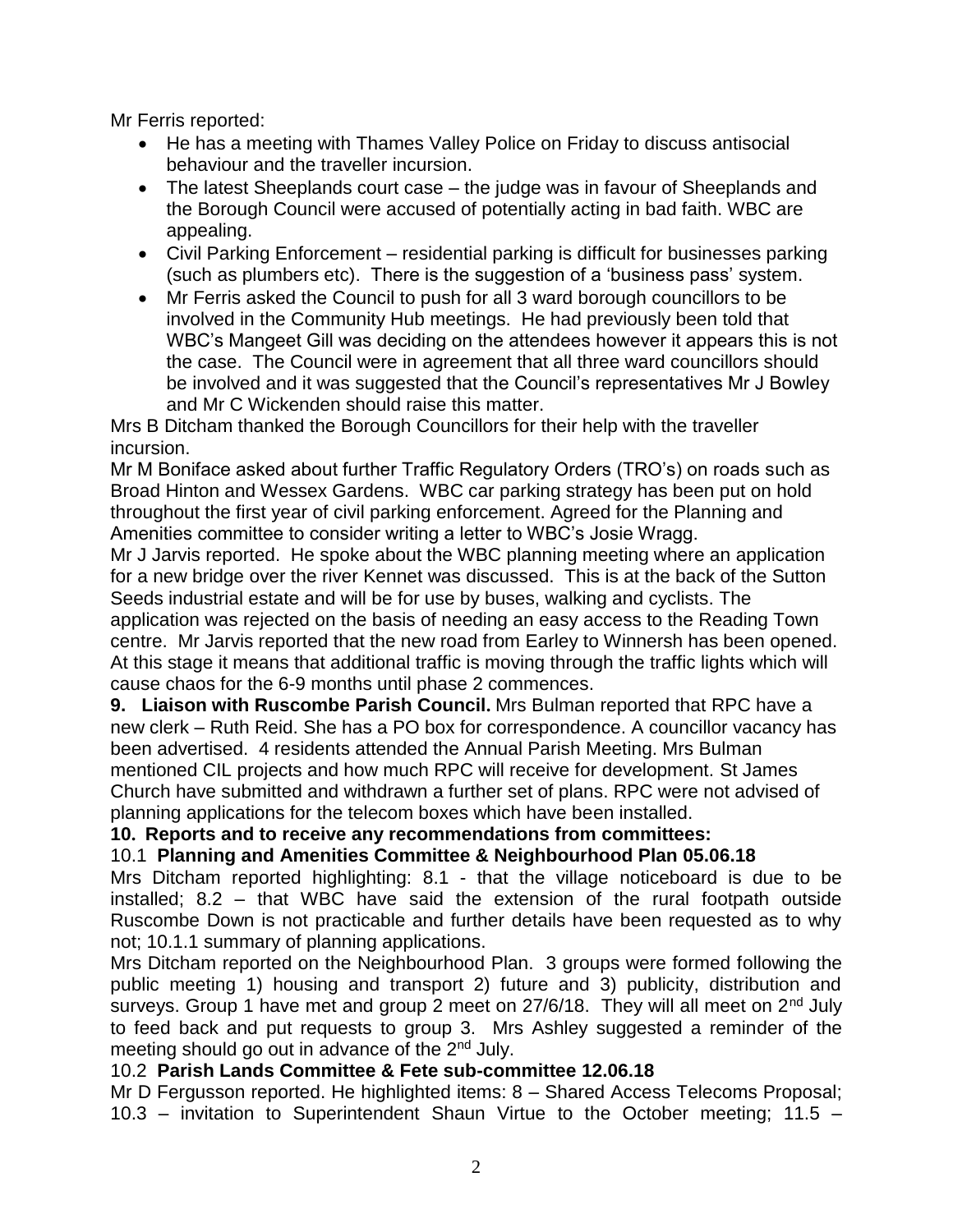Mr Ferris reported:

- He has a meeting with Thames Valley Police on Friday to discuss antisocial behaviour and the traveller incursion.
- The latest Sheeplands court case – the judge was in favour of Sheeplands and the Borough Council were accused of potentially acting in bad faith. WBC are appealing.
- Civil Parking Enforcement – residential parking is difficult for businesses parking (such as plumbers etc). There is the suggestion of a 'business pass' system.
- Mr Ferris asked the Council to push for all 3 ward borough councillors to be involved in the Community Hub meetings. He had previously been told that WBC's Mangeet Gill was deciding on the attendees however it appears this is not the case. The Council were in agreement that all three ward councillors should be involved and it was suggested that the Council's representatives Mr J Bowley and Mr C Wickenden should raise this matter.

Mrs B Ditcham thanked the Borough Councillors for their help with the traveller incursion.

Mr M Boniface asked about further Traffic Regulatory Orders (TRO's) on roads such as Broad Hinton and Wessex Gardens. WBC car parking strategy has been put on hold throughout the first year of civil parking enforcement. Agreed for the Planning and Amenities committee to consider writing a letter to WBC's Josie Wragg.

Mr J Jarvis reported. He spoke about the WBC planning meeting where an application for a new bridge over the river Kennet was discussed. This is at the back of the Sutton Seeds industrial estate and will be for use by buses, walking and cyclists. The application was rejected on the basis of needing an easy access to the Reading Town centre. Mr Jarvis reported that the new road from Earley to Winnersh has been opened. At this stage it means that additional traffic is moving through the traffic lights which will cause chaos for the 6-9 months until phase 2 commences.

**9. Liaison with Ruscombe Parish Council.** Mrs Bulman reported that RPC have a new clerk – Ruth Reid. She has a PO box for correspondence. A councillor vacancy has been advertised. 4 residents attended the Annual Parish Meeting. Mrs Bulman mentioned CIL projects and how much RPC will receive for development. St James Church have submitted and withdrawn a further set of plans. RPC were not advised of planning applications for the telecom boxes which have been installed.

**10. Reports and to receive any recommendations from committees:**

10.1 **Planning and Amenities Committee & Neighbourhood Plan 05.06.18**

Mrs Ditcham reported highlighting: 8.1 - that the village noticeboard is due to be installed; 8.2 – that WBC have said the extension of the rural footpath outside Ruscombe Down is not practicable and further details have been requested as to why not; 10.1.1 summary of planning applications.

Mrs Ditcham reported on the Neighbourhood Plan. 3 groups were formed following the public meeting 1) housing and transport 2) future and 3) publicity, distribution and surveys. Group 1 have met and group 2 meet on 27/6/18. They will all meet on 2nd July to feed back and put requests to group 3. Mrs Ashley suggested a reminder of the meeting should go out in advance of the 2nd July.

10.2 **Parish Lands Committee & Fete sub-committee 12.06.18**

Mr D Fergusson reported. He highlighted items: 8 – Shared Access Telecoms Proposal; 10.3 – invitation to Superintendent Shaun Virtue to the October meeting; 11.5 –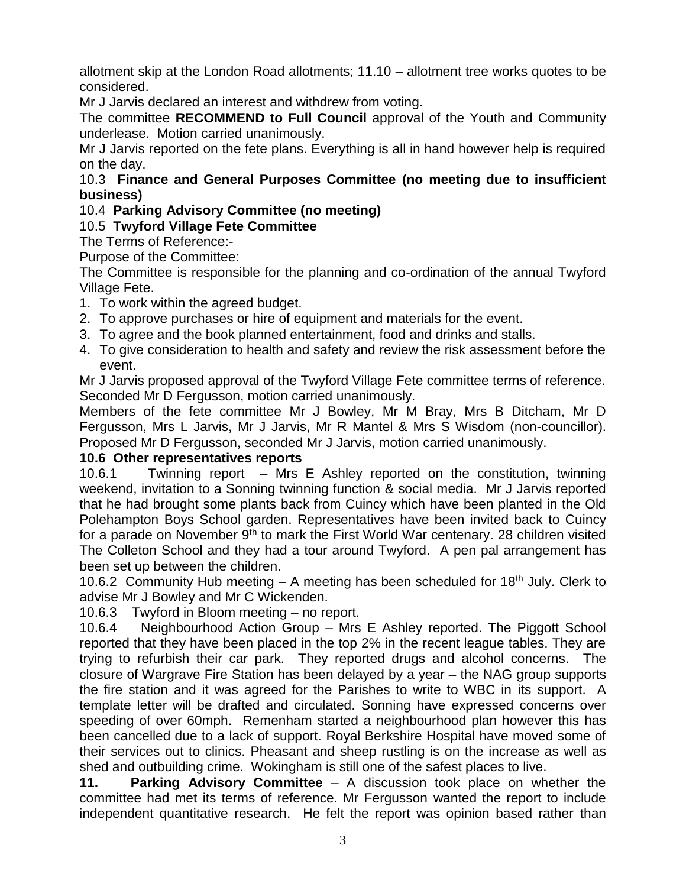allotment skip at the London Road allotments; 11.10 – allotment tree works quotes to be considered.

Mr J Jarvis declared an interest and withdrew from voting.

The committee **RECOMMEND to Full Council** approval of the Youth and Community underlease. Motion carried unanimously.

Mr J Jarvis reported on the fete plans. Everything is all in hand however help is required on the day.

10.3 **Finance and General Purposes Committee (no meeting due to insufficient business)**

10.4 **Parking Advisory Committee (no meeting)**

10.5 **Twyford Village Fete Committee**

The Terms of Reference:-

Purpose of the Committee:

The Committee is responsible for the planning and co-ordination of the annual Twyford Village Fete.

1. To work within the agreed budget.
2. To approve purchases or hire of equipment and materials for the event.
3. To agree and the book planned entertainment, food and drinks and stalls.
4. To give consideration to health and safety and review the risk assessment before the event.

Mr J Jarvis proposed approval of the Twyford Village Fete committee terms of reference. Seconded Mr D Fergusson, motion carried unanimously.

Members of the fete committee Mr J Bowley, Mr M Bray, Mrs B Ditcham, Mr D Fergusson, Mrs L Jarvis, Mr J Jarvis, Mr R Mantel & Mrs S Wisdom (non-councillor). Proposed Mr D Fergusson, seconded Mr J Jarvis, motion carried unanimously.

**10.6 Other representatives reports**

10.6.1 Twinning report – Mrs E Ashley reported on the constitution, twinning weekend, invitation to a Sonning twinning function & social media. Mr J Jarvis reported that he had brought some plants back from Cuincy which have been planted in the Old Polehampton Boys School garden. Representatives have been invited back to Cuincy for a parade on November 9th to mark the First World War centenary. 28 children visited The Colleton School and they had a tour around Twyford. A pen pal arrangement has been set up between the children.

10.6.2 Community Hub meeting – A meeting has been scheduled for 18th July. Clerk to advise Mr J Bowley and Mr C Wickenden.

10.6.3 Twyford in Bloom meeting – no report.

10.6.4 Neighbourhood Action Group – Mrs E Ashley reported. The Piggott School reported that they have been placed in the top 2% in the recent league tables. They are trying to refurbish their car park. They reported drugs and alcohol concerns. The closure of Wargrave Fire Station has been delayed by a year – the NAG group supports the fire station and it was agreed for the Parishes to write to WBC in its support. A template letter will be drafted and circulated. Sonning have expressed concerns over speeding of over 60mph. Remenham started a neighbourhood plan however this has been cancelled due to a lack of support. Royal Berkshire Hospital have moved some of their services out to clinics. Pheasant and sheep rustling is on the increase as well as shed and outbuilding crime. Wokingham is still one of the safest places to live.

**11. Parking Advisory Committee** – A discussion took place on whether the committee had met its terms of reference. Mr Fergusson wanted the report to include independent quantitative research. He felt the report was opinion based rather than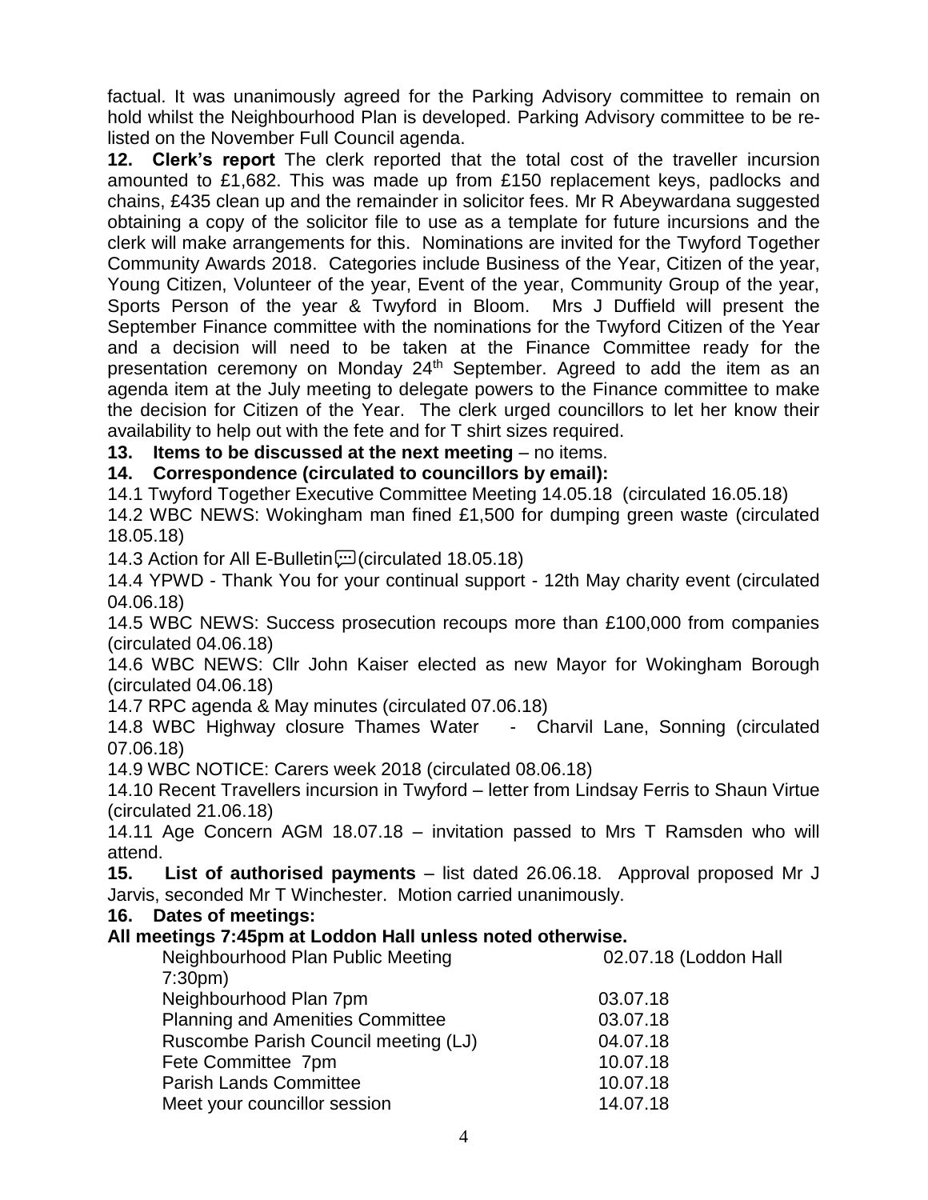factual. It was unanimously agreed for the Parking Advisory committee to remain on hold whilst the Neighbourhood Plan is developed. Parking Advisory committee to be re-listed on the November Full Council agenda.

**12. Clerk's report** The clerk reported that the total cost of the traveller incursion amounted to £1,682. This was made up from £150 replacement keys, padlocks and chains, £435 clean up and the remainder in solicitor fees. Mr R Abeywardana suggested obtaining a copy of the solicitor file to use as a template for future incursions and the clerk will make arrangements for this. Nominations are invited for the Twyford Together Community Awards 2018. Categories include Business of the Year, Citizen of the year, Young Citizen, Volunteer of the year, Event of the year, Community Group of the year, Sports Person of the year & Twyford in Bloom. Mrs J Duffield will present the September Finance committee with the nominations for the Twyford Citizen of the Year and a decision will need to be taken at the Finance Committee ready for the presentation ceremony on Monday 24th September. Agreed to add the item as an agenda item at the July meeting to delegate powers to the Finance committee to make the decision for Citizen of the Year. The clerk urged councillors to let her know their availability to help out with the fete and for T shirt sizes required.

**13. Items to be discussed at the next meeting** – no items.

**14. Correspondence (circulated to councillors by email):**

14.1 Twyford Together Executive Committee Meeting 14.05.18 (circulated 16.05.18)

14.2 WBC NEWS: Wokingham man fined £1,500 for dumping green waste (circulated 18.05.18)

14.3 Action for All E-Bulletin (circulated 18.05.18)

14.4 YPWD - Thank You for your continual support - 12th May charity event (circulated 04.06.18)

14.5 WBC NEWS: Success prosecution recoups more than £100,000 from companies (circulated 04.06.18)

14.6 WBC NEWS: Cllr John Kaiser elected as new Mayor for Wokingham Borough (circulated 04.06.18)

14.7 RPC agenda & May minutes (circulated 07.06.18)

14.8 WBC Highway closure Thames Water - Charvil Lane, Sonning (circulated 07.06.18)

14.9 WBC NOTICE: Carers week 2018 (circulated 08.06.18)

14.10 Recent Travellers incursion in Twyford – letter from Lindsay Ferris to Shaun Virtue (circulated 21.06.18)

14.11 Age Concern AGM 18.07.18 – invitation passed to Mrs T Ramsden who will attend.

**15. List of authorised payments** – list dated 26.06.18. Approval proposed Mr J Jarvis, seconded Mr T Winchester. Motion carried unanimously.

**16. Dates of meetings:**

**All meetings 7:45pm at Loddon Hall unless noted otherwise.**

| | |
|---|---|
| Neighbourhood Plan Public Meeting | 02.07.18 (Loddon Hall 7:30pm) |
| Neighbourhood Plan 7pm | 03.07.18 |
| Planning and Amenities Committee | 03.07.18 |
| Ruscombe Parish Council meeting (LJ) | 04.07.18 |
| Fete Committee 7pm | 10.07.18 |
| Parish Lands Committee | 10.07.18 |
| Meet your councillor session | 14.07.18 |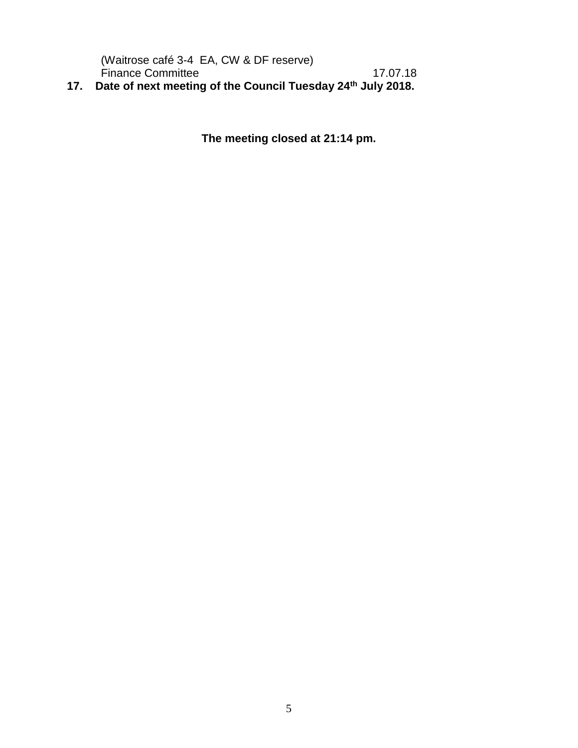(Waitrose café 3-4 EA, CW & DF reserve)
Finance Committee 17.07.18

**17. Date of next meeting of the Council Tuesday 24th July 2018.**

**The meeting closed at 21:14 pm.**